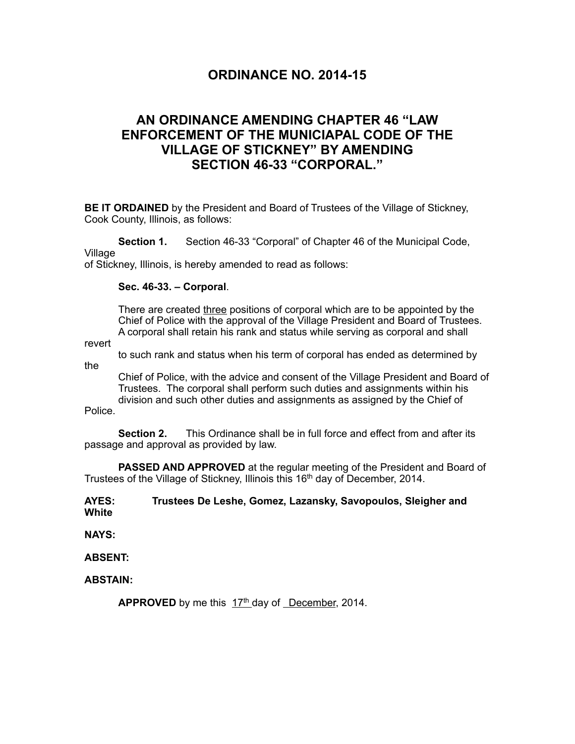# ORDINANCE NO. 2014-15

## AN ORDINANCE AMENDING CHAPTER 46 “LAW ENFORCEMENT OF THE MUNICIAPAL CODE OF THE VILLAGE OF STICKNEY” BY AMENDING SECTION 46-33 “CORPORAL.”

**BE IT ORDAINED** by the President and Board of Trustees of the Village of Stickney, Cook County, Illinois, as follows:

**Section 1.** Section 46-33 “Corporal” of Chapter 46 of the Municipal Code, Village of Stickney, Illinois, is hereby amended to read as follows:

**Sec. 46-33. – Corporal**.

There are created <u>three</u> positions of corporal which are to be appointed by the Chief of Police with the approval of the Village President and Board of Trustees. A corporal shall retain his rank and status while serving as corporal and shall revert to such rank and status when his term of corporal has ended as determined by the Chief of Police, with the advice and consent of the Village President and Board of Trustees. The corporal shall perform such duties and assignments within his division and such other duties and assignments as assigned by the Chief of Police.

**Section 2.** This Ordinance shall be in full force and effect from and after its passage and approval as provided by law.

**PASSED AND APPROVED** at the regular meeting of the President and Board of Trustees of the Village of Stickney, Illinois this 16th day of December, 2014.

**AYES:** **Trustees De Leshe, Gomez, Lazansky, Savopoulos, Sleigher and White**

**NAYS:**

**ABSENT:**

**ABSTAIN:**

**APPROVED** by me this 17th day of December, 2014.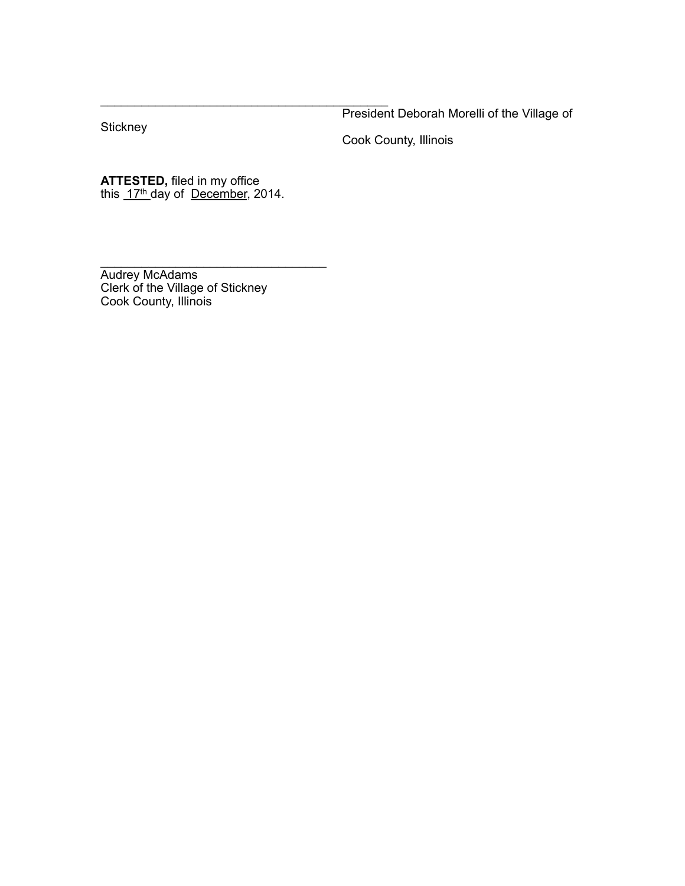\_\_\_\_\_\_\_\_\_\_\_\_\_\_\_\_\_\_\_\_\_\_\_\_\_\_\_\_\_\_\_\_\_\_\_\_\_\_\_\_\_\_

President Deborah Morelli of the Village of Stickney

Cook County, Illinois

**ATTESTED,** filed in my office
this 17th day of December, 2014.

\_\_\_\_\_\_\_\_\_\_\_\_\_\_\_\_\_\_\_\_\_\_\_\_\_\_\_\_\_\_\_\_\_

Audrey McAdams
Clerk of the Village of Stickney
Cook County, Illinois